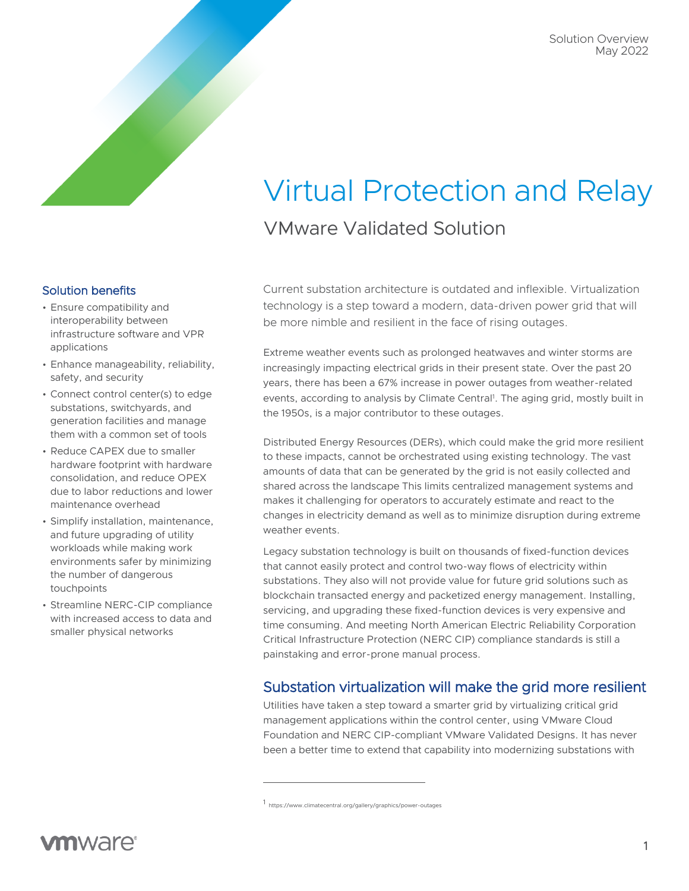Solution Overview
May 2022

# Virtual Protection and Relay

## VMware Validated Solution

### Solution benefits

- Ensure compatibility and interoperability between infrastructure software and VPR applications
- Enhance manageability, reliability, safety, and security
- Connect control center(s) to edge substations, switchyards, and generation facilities and manage them with a common set of tools
- Reduce CAPEX due to smaller hardware footprint with hardware consolidation, and reduce OPEX due to labor reductions and lower maintenance overhead
- Simplify installation, maintenance, and future upgrading of utility workloads while making work environments safer by minimizing the number of dangerous touchpoints
- Streamline NERC-CIP compliance with increased access to data and smaller physical networks

Current substation architecture is outdated and inflexible. Virtualization technology is a step toward a modern, data-driven power grid that will be more nimble and resilient in the face of rising outages.

Extreme weather events such as prolonged heatwaves and winter storms are increasingly impacting electrical grids in their present state. Over the past 20 years, there has been a 67% increase in power outages from weather-related events, according to analysis by Climate Central[1]. The aging grid, mostly built in the 1950s, is a major contributor to these outages.

Distributed Energy Resources (DERs), which could make the grid more resilient to these impacts, cannot be orchestrated using existing technology. The vast amounts of data that can be generated by the grid is not easily collected and shared across the landscape This limits centralized management systems and makes it challenging for operators to accurately estimate and react to the changes in electricity demand as well as to minimize disruption during extreme weather events.

Legacy substation technology is built on thousands of fixed-function devices that cannot easily protect and control two-way flows of electricity within substations. They also will not provide value for future grid solutions such as blockchain transacted energy and packetized energy management. Installing, servicing, and upgrading these fixed-function devices is very expensive and time consuming. And meeting North American Electric Reliability Corporation Critical Infrastructure Protection (NERC CIP) compliance standards is still a painstaking and error-prone manual process.

### Substation virtualization will make the grid more resilient

Utilities have taken a step toward a smarter grid by virtualizing critical grid management applications within the control center, using VMware Cloud Foundation and NERC CIP-compliant VMware Validated Designs. It has never been a better time to extend that capability into modernizing substations with

[1] https://www.climatecentral.org/gallery/graphics/power-outages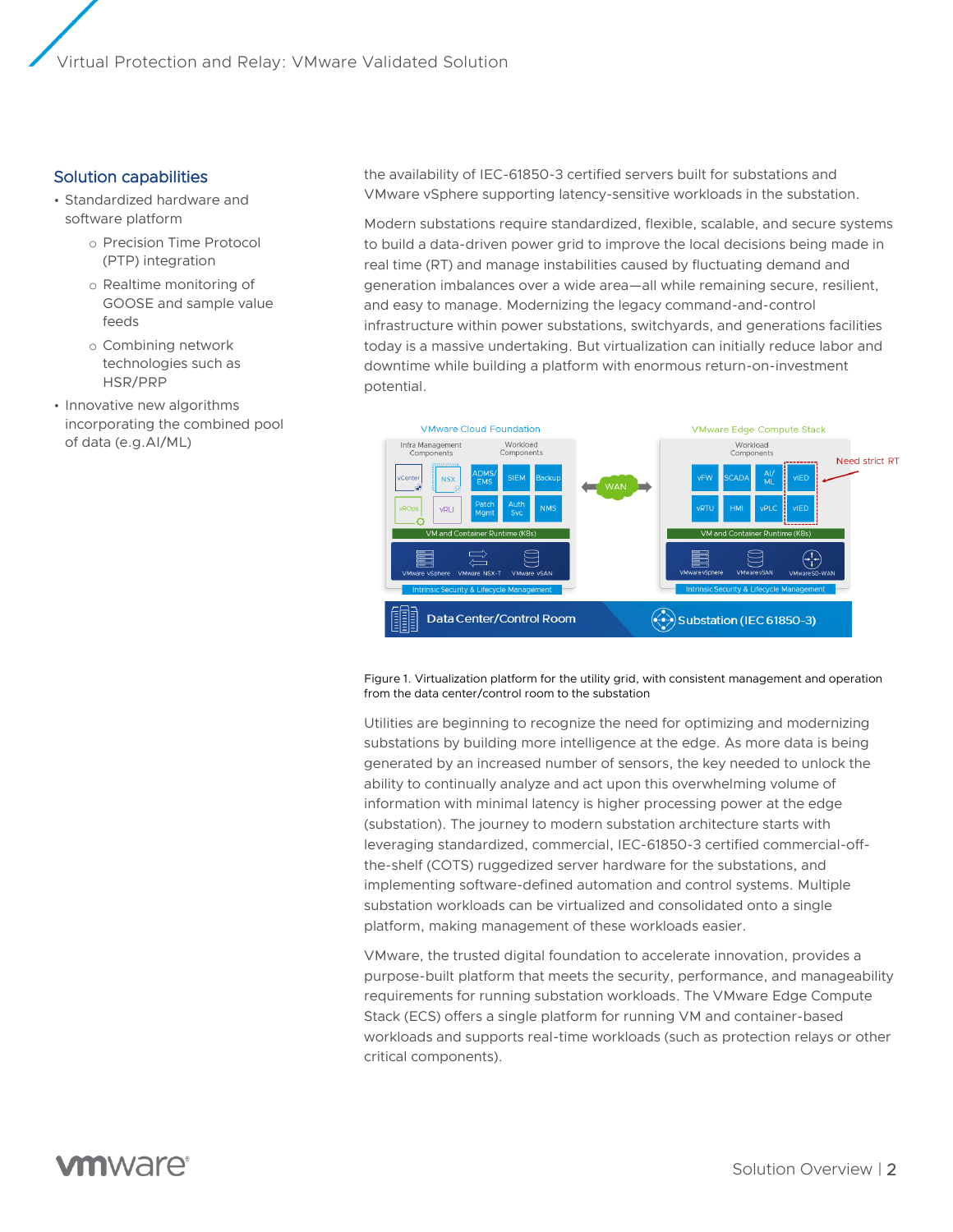## Solution capabilities

- Standardized hardware and software platform
  - Precision Time Protocol (PTP) integration
  - Realtime monitoring of GOOSE and sample value feeds
  - Combining network technologies such as HSR/PRP
- Innovative new algorithms incorporating the combined pool of data (e.g.AI/ML)

the availability of IEC-61850-3 certified servers built for substations and VMware vSphere supporting latency-sensitive workloads in the substation.

Modern substations require standardized, flexible, scalable, and secure systems to build a data-driven power grid to improve the local decisions being made in real time (RT) and manage instabilities caused by fluctuating demand and generation imbalances over a wide area—all while remaining secure, resilient, and easy to manage. Modernizing the legacy command-and-control infrastructure within power substations, switchyards, and generations facilities today is a massive undertaking. But virtualization can initially reduce labor and downtime while building a platform with enormous return-on-investment potential.

Figure 1. Virtualization platform for the utility grid, with consistent management and operation from the data center/control room to the substation

Utilities are beginning to recognize the need for optimizing and modernizing substations by building more intelligence at the edge. As more data is being generated by an increased number of sensors, the key needed to unlock the ability to continually analyze and act upon this overwhelming volume of information with minimal latency is higher processing power at the edge (substation). The journey to modern substation architecture starts with leveraging standardized, commercial, IEC-61850-3 certified commercial-off-the-shelf (COTS) ruggedized server hardware for the substations, and implementing software-defined automation and control systems. Multiple substation workloads can be virtualized and consolidated onto a single platform, making management of these workloads easier.

VMware, the trusted digital foundation to accelerate innovation, provides a purpose-built platform that meets the security, performance, and manageability requirements for running substation workloads. The VMware Edge Compute Stack (ECS) offers a single platform for running VM and container-based workloads and supports real-time workloads (such as protection relays or other critical components).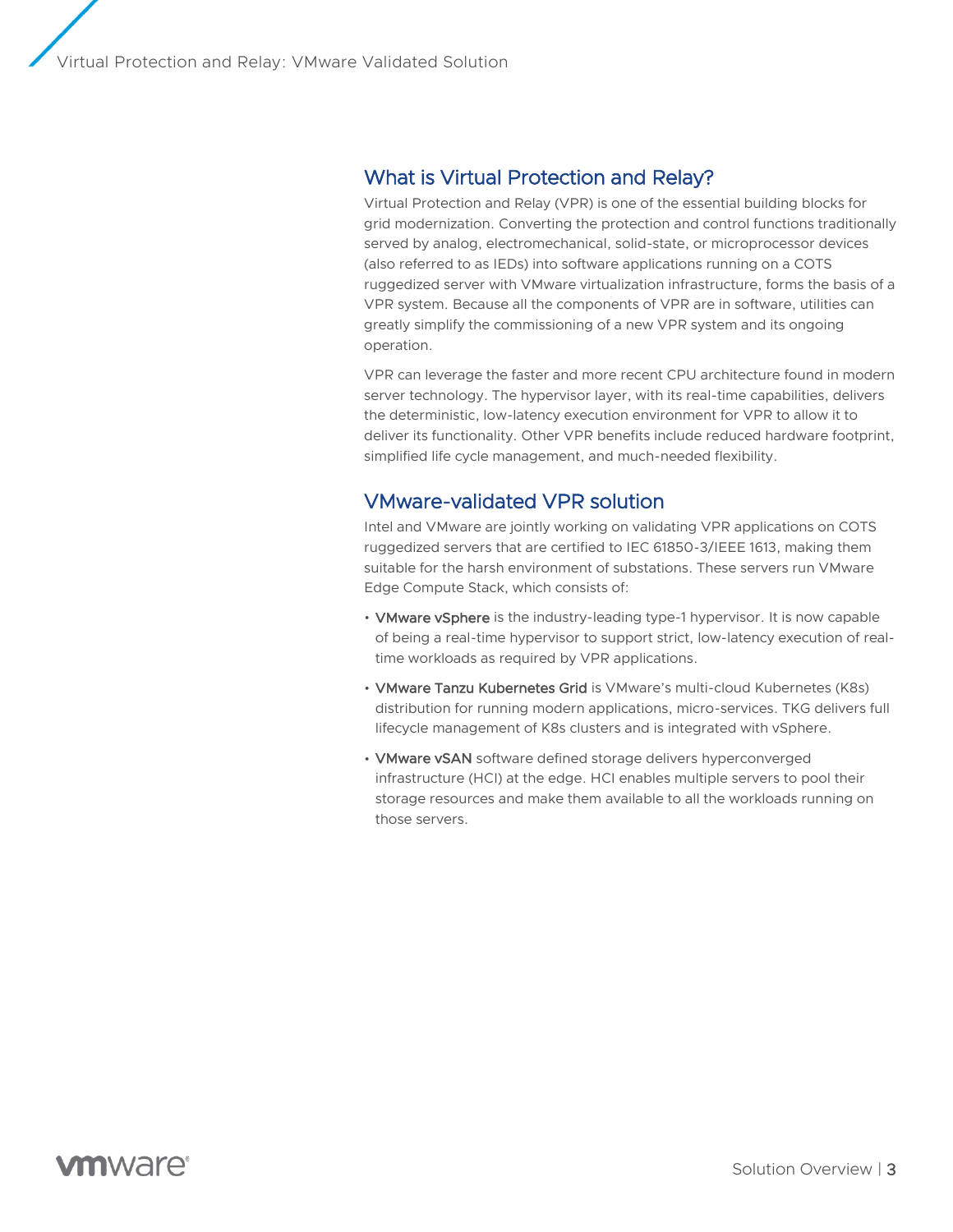## What is Virtual Protection and Relay?

Virtual Protection and Relay (VPR) is one of the essential building blocks for grid modernization. Converting the protection and control functions traditionally served by analog, electromechanical, solid-state, or microprocessor devices (also referred to as IEDs) into software applications running on a COTS ruggedized server with VMware virtualization infrastructure, forms the basis of a VPR system. Because all the components of VPR are in software, utilities can greatly simplify the commissioning of a new VPR system and its ongoing operation.

VPR can leverage the faster and more recent CPU architecture found in modern server technology. The hypervisor layer, with its real-time capabilities, delivers the deterministic, low-latency execution environment for VPR to allow it to deliver its functionality. Other VPR benefits include reduced hardware footprint, simplified life cycle management, and much-needed flexibility.

## VMware-validated VPR solution

Intel and VMware are jointly working on validating VPR applications on COTS ruggedized servers that are certified to IEC 61850-3/IEEE 1613, making them suitable for the harsh environment of substations. These servers run VMware Edge Compute Stack, which consists of:

- **VMware vSphere** is the industry-leading type-1 hypervisor. It is now capable of being a real-time hypervisor to support strict, low-latency execution of real-time workloads as required by VPR applications.
- **VMware Tanzu Kubernetes Grid** is VMware's multi-cloud Kubernetes (K8s) distribution for running modern applications, micro-services. TKG delivers full lifecycle management of K8s clusters and is integrated with vSphere.
- **VMware vSAN** software defined storage delivers hyperconverged infrastructure (HCI) at the edge. HCI enables multiple servers to pool their storage resources and make them available to all the workloads running on those servers.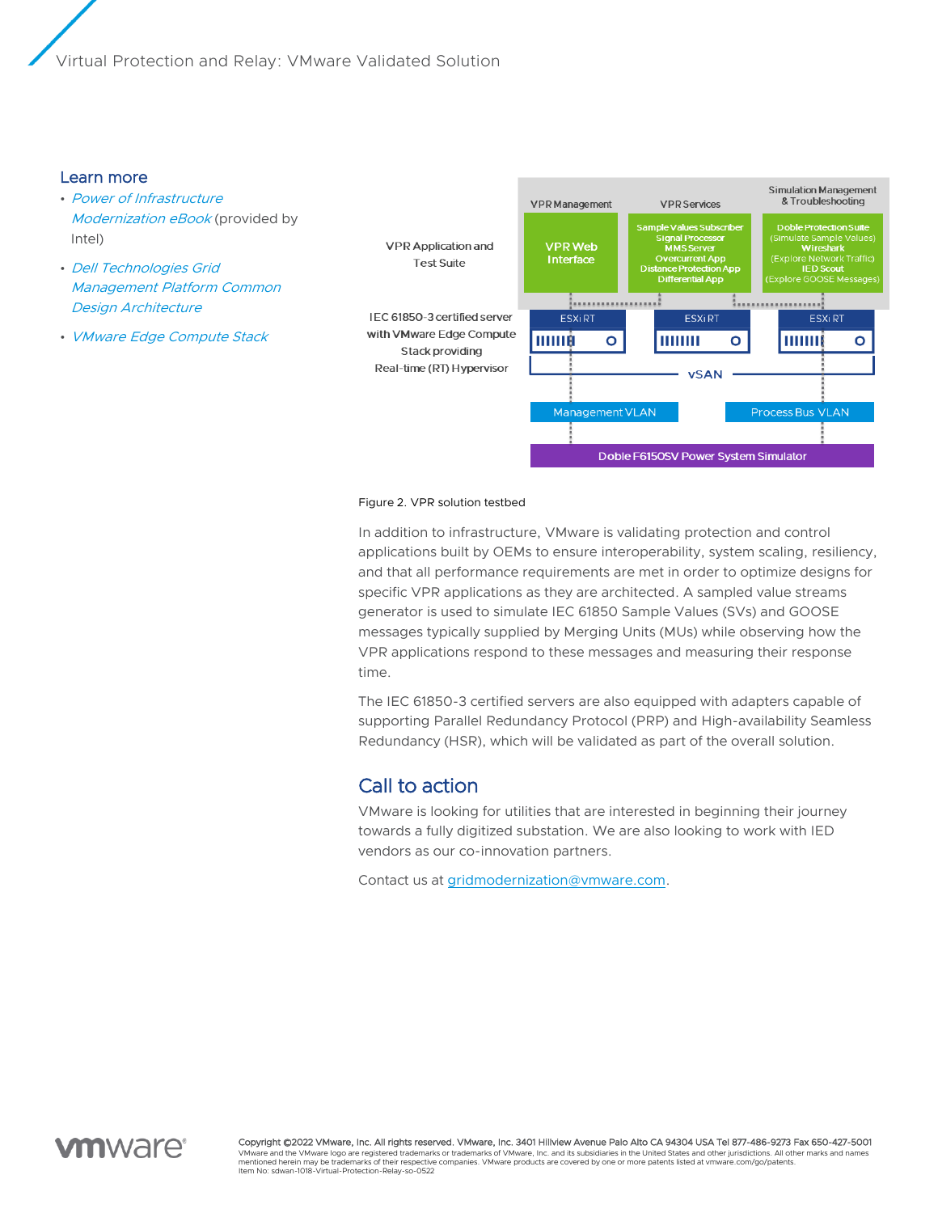## Learn more

- *Power of Infrastructure Modernization eBook* (provided by Intel)
- *Dell Technologies Grid Management Platform Common Design Architecture*
- *VMware Edge Compute Stack*

VPR Management

VPR Services

Simulation Management & Troubleshooting

VPR Application and Test Suite

VPR Web Interface

Sample Values Subscriber
Signal Processor
MMS Server
Overcurrent App
Distance Protection App
Differential App

Doble Protection Suite
(Simulate Sample Values)
Wireshark
(Explore Network Traffic)
IED Scout
(Explore GOOSE Messages)

IEC 61850-3 certified server with VMware Edge Compute Stack providing Real-time (RT) Hypervisor

ESXi RT

ESXi RT

ESXi RT

vSAN

Management VLAN

Process Bus VLAN

Doble F6150SV Power System Simulator

Figure 2. VPR solution testbed

In addition to infrastructure, VMware is validating protection and control applications built by OEMs to ensure interoperability, system scaling, resiliency, and that all performance requirements are met in order to optimize designs for specific VPR applications as they are architected. A sampled value streams generator is used to simulate IEC 61850 Sample Values (SVs) and GOOSE messages typically supplied by Merging Units (MUs) while observing how the VPR applications respond to these messages and measuring their response time.

The IEC 61850-3 certified servers are also equipped with adapters capable of supporting Parallel Redundancy Protocol (PRP) and High-availability Seamless Redundancy (HSR), which will be validated as part of the overall solution.

## Call to action

VMware is looking for utilities that are interested in beginning their journey towards a fully digitized substation. We are also looking to work with IED vendors as our co-innovation partners.

Contact us at gridmodernization@vmware.com.

Copyright ©2022 VMware, Inc. All rights reserved. VMware, Inc. 3401 Hillview Avenue Palo Alto CA 94304 USA Tel 877-486-9273 Fax 650-427-5001 VMware and the VMware logo are registered trademarks or trademarks of VMware, Inc. and its subsidiaries in the United States and other jurisdictions. All other marks and names mentioned herein may be trademarks of their respective companies. VMware products are covered by one or more patents listed at vmware.com/go/patents. Item No: sdwan-1018-Virtual-Protection-Relay-so-0522